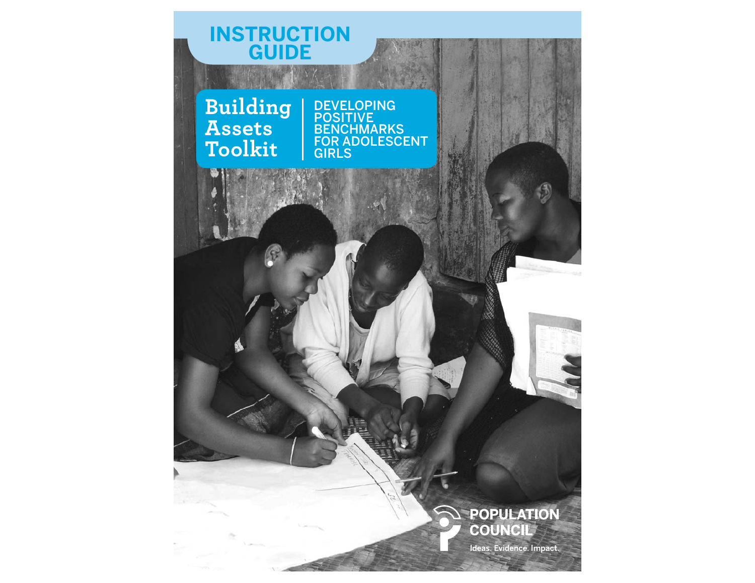# INSTRUCTION GUIDE

# Building Assets Toolkit

## DEVELOPING POSITIVE BENCHMARKS FOR ADOLESCENT GIRLS

POPULATION COUNCIL

Ideas. Evidence. Impact.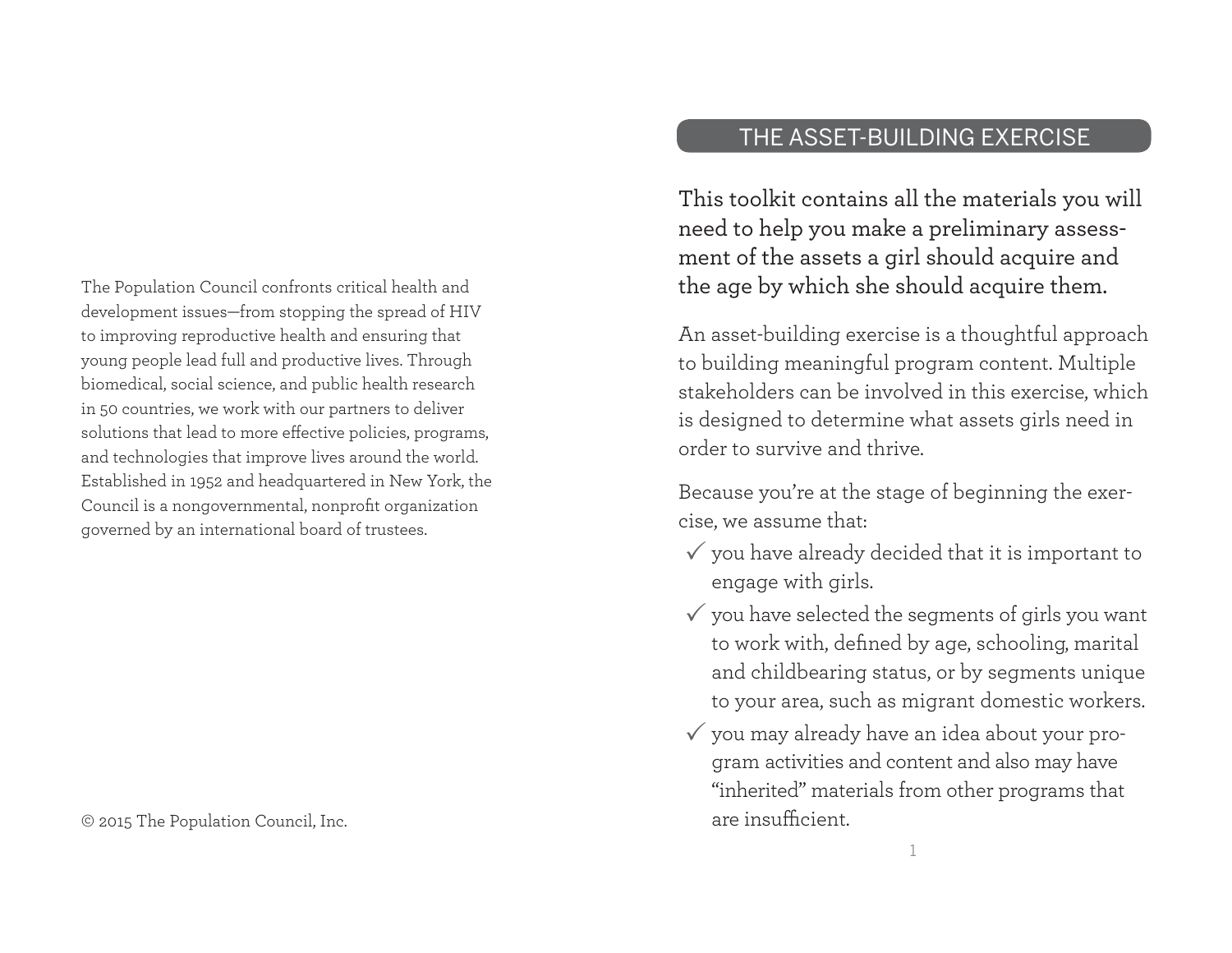The Population Council confronts critical health and development issues—from stopping the spread of HIV to improving reproductive health and ensuring that young people lead full and productive lives. Through biomedical, social science, and public health research in 50 countries, we work with our partners to deliver solutions that lead to more effective policies, programs, and technologies that improve lives around the world. Established in 1952 and headquartered in New York, the Council is a nongovernmental, nonprofit organization governed by an international board of trustees.

© 2015 The Population Council, Inc.

## THE ASSET-BUILDING EXERCISE

This toolkit contains all the materials you will need to help you make a preliminary assessment of the assets a girl should acquire and the age by which she should acquire them.

An asset-building exercise is a thoughtful approach to building meaningful program content. Multiple stakeholders can be involved in this exercise, which is designed to determine what assets girls need in order to survive and thrive.

Because you're at the stage of beginning the exercise, we assume that:

- ✓ you have already decided that it is important to engage with girls.
- ✓ you have selected the segments of girls you want to work with, defined by age, schooling, marital and childbearing status, or by segments unique to your area, such as migrant domestic workers.
- ✓ you may already have an idea about your program activities and content and also may have "inherited" materials from other programs that are insufficient.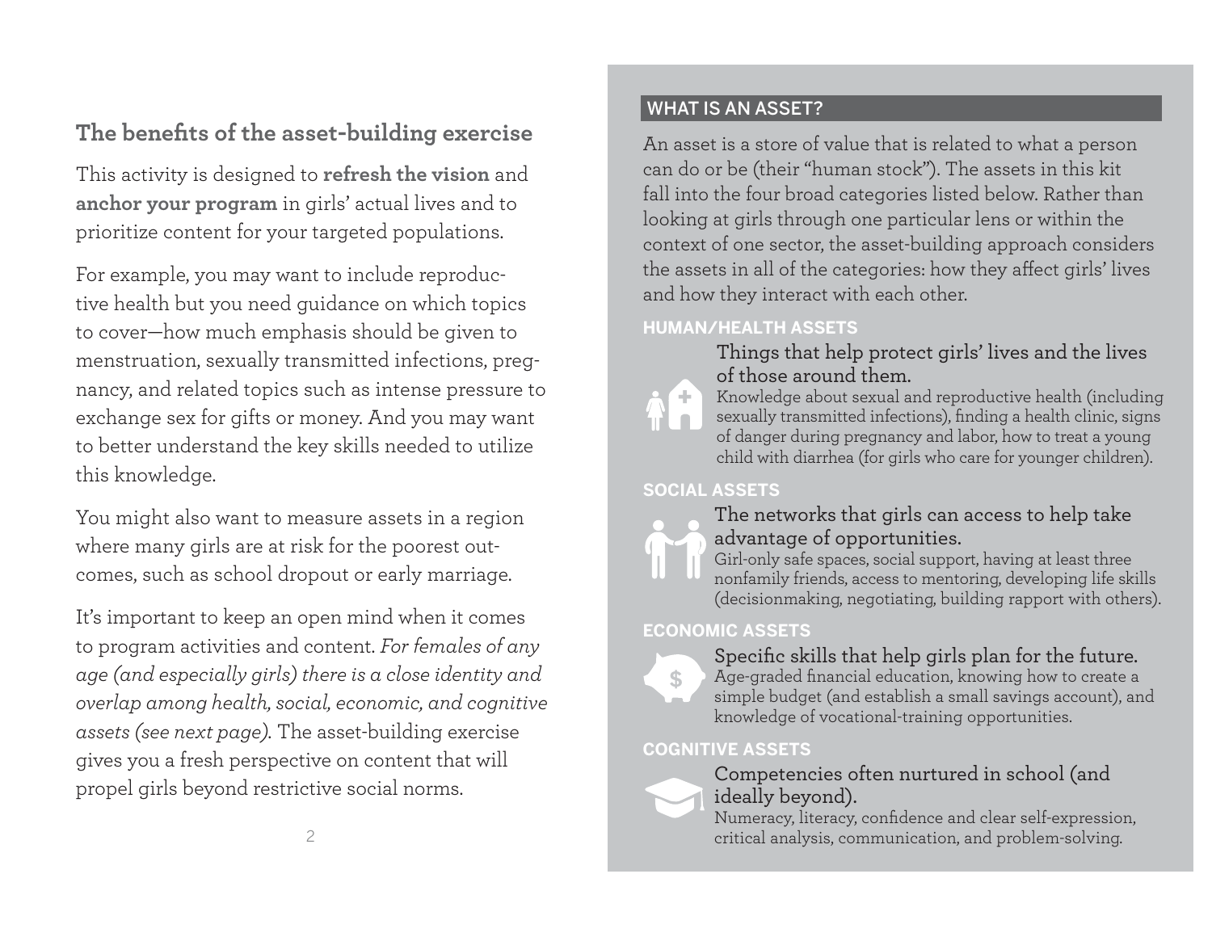## The benefits of the asset-building exercise

This activity is designed to **refresh the vision** and **anchor your program** in girls' actual lives and to prioritize content for your targeted populations.

For example, you may want to include reproductive health but you need guidance on which topics to cover—how much emphasis should be given to menstruation, sexually transmitted infections, pregnancy, and related topics such as intense pressure to exchange sex for gifts or money. And you may want to better understand the key skills needed to utilize this knowledge.

You might also want to measure assets in a region where many girls are at risk for the poorest outcomes, such as school dropout or early marriage.

It's important to keep an open mind when it comes to program activities and content. *For females of any age (and especially girls) there is a close identity and overlap among health, social, economic, and cognitive assets (see next page).* The asset-building exercise gives you a fresh perspective on content that will propel girls beyond restrictive social norms.

### WHAT IS AN ASSET?

An asset is a store of value that is related to what a person can do or be (their "human stock"). The assets in this kit fall into the four broad categories listed below. Rather than looking at girls through one particular lens or within the context of one sector, the asset-building approach considers the assets in all of the categories: how they affect girls' lives and how they interact with each other.

#### HUMAN/HEALTH ASSETS

Things that help protect girls' lives and the lives of those around them.

Knowledge about sexual and reproductive health (including sexually transmitted infections), finding a health clinic, signs of danger during pregnancy and labor, how to treat a young child with diarrhea (for girls who care for younger children).

#### SOCIAL ASSETS

The networks that girls can access to help take advantage of opportunities.

Girl-only safe spaces, social support, having at least three nonfamily friends, access to mentoring, developing life skills (decisionmaking, negotiating, building rapport with others).

#### ECONOMIC ASSETS

Specific skills that help girls plan for the future.

Age-graded financial education, knowing how to create a simple budget (and establish a small savings account), and knowledge of vocational-training opportunities.

#### COGNITIVE ASSETS

Competencies often nurtured in school (and ideally beyond).

Numeracy, literacy, confidence and clear self-expression, critical analysis, communication, and problem-solving.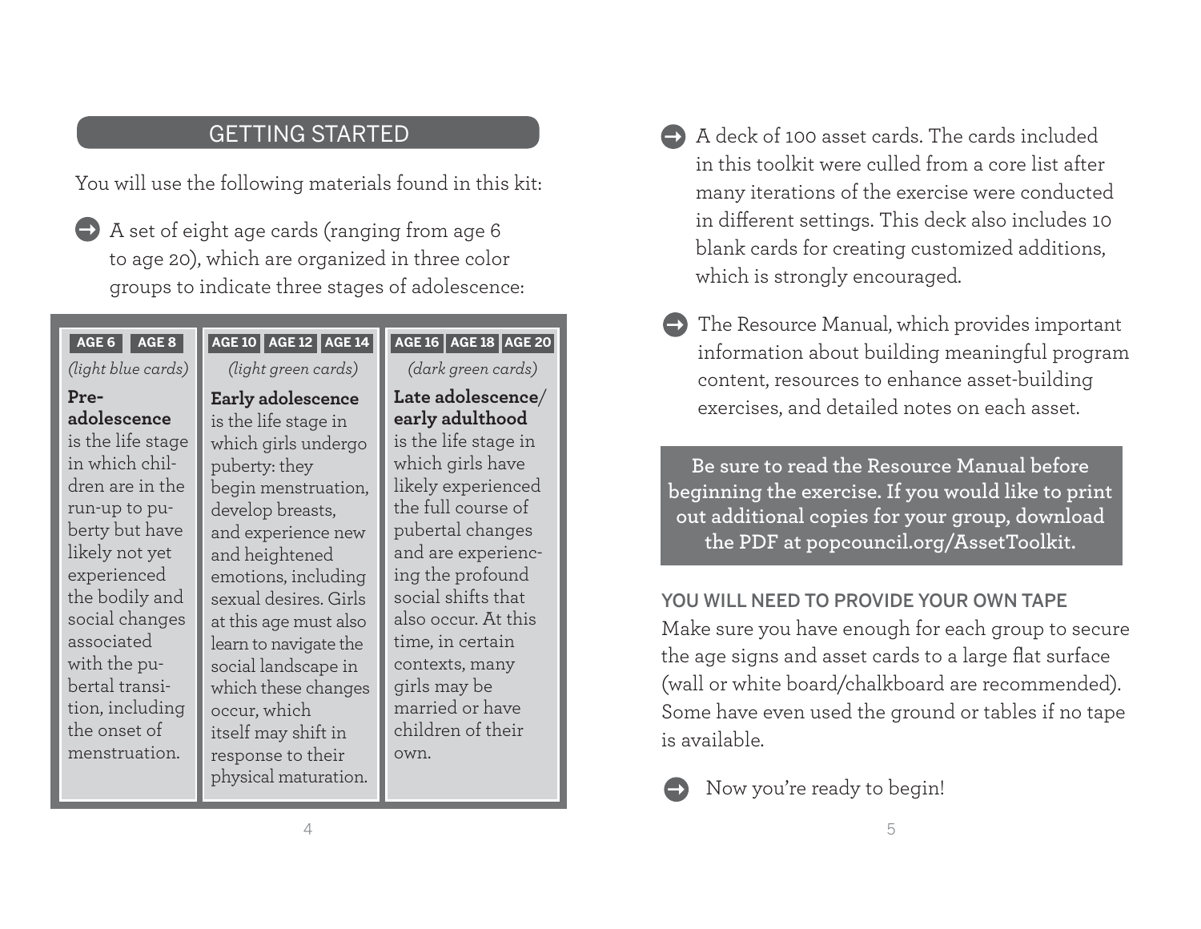## GETTING STARTED

You will use the following materials found in this kit:

- A set of eight age cards (ranging from age 6 to age 20), which are organized in three color groups to indicate three stages of adolescence:

| AGE 6 / AGE 8 | AGE 10 / AGE 12 / AGE 14 | AGE 16 / AGE 18 / AGE 20 |
|---|---|---|
| *(light blue cards)* | *(light green cards)* | *(dark green cards)* |
| **Pre-adolescence** is the life stage in which children are in the run-up to puberty but have likely not yet experienced the bodily and social changes associated with the pubertal transition, including the onset of menstruation. | **Early adolescence** is the life stage in which girls undergo puberty: they begin menstruation, develop breasts, and experience new and heightened emotions, including sexual desires. Girls at this age must also learn to navigate the social landscape in which these changes occur, which itself may shift in response to their physical maturation. | **Late adolescence/early adulthood** is the life stage in which girls have likely experienced the full course of pubertal changes and are experiencing the profound social shifts that also occur. At this time, in certain contexts, many girls may be married or have children of their own. |

- A deck of 100 asset cards. The cards included in this toolkit were culled from a core list after many iterations of the exercise were conducted in different settings. This deck also includes 10 blank cards for creating customized additions, which is strongly encouraged.

- The Resource Manual, which provides important information about building meaningful program content, resources to enhance asset-building exercises, and detailed notes on each asset.

**Be sure to read the Resource Manual before beginning the exercise. If you would like to print out additional copies for your group, download the PDF at popcouncil.org/AssetToolkit.**

### YOU WILL NEED TO PROVIDE YOUR OWN TAPE

Make sure you have enough for each group to secure the age signs and asset cards to a large flat surface (wall or white board/chalkboard are recommended). Some have even used the ground or tables if no tape is available.

- Now you're ready to begin!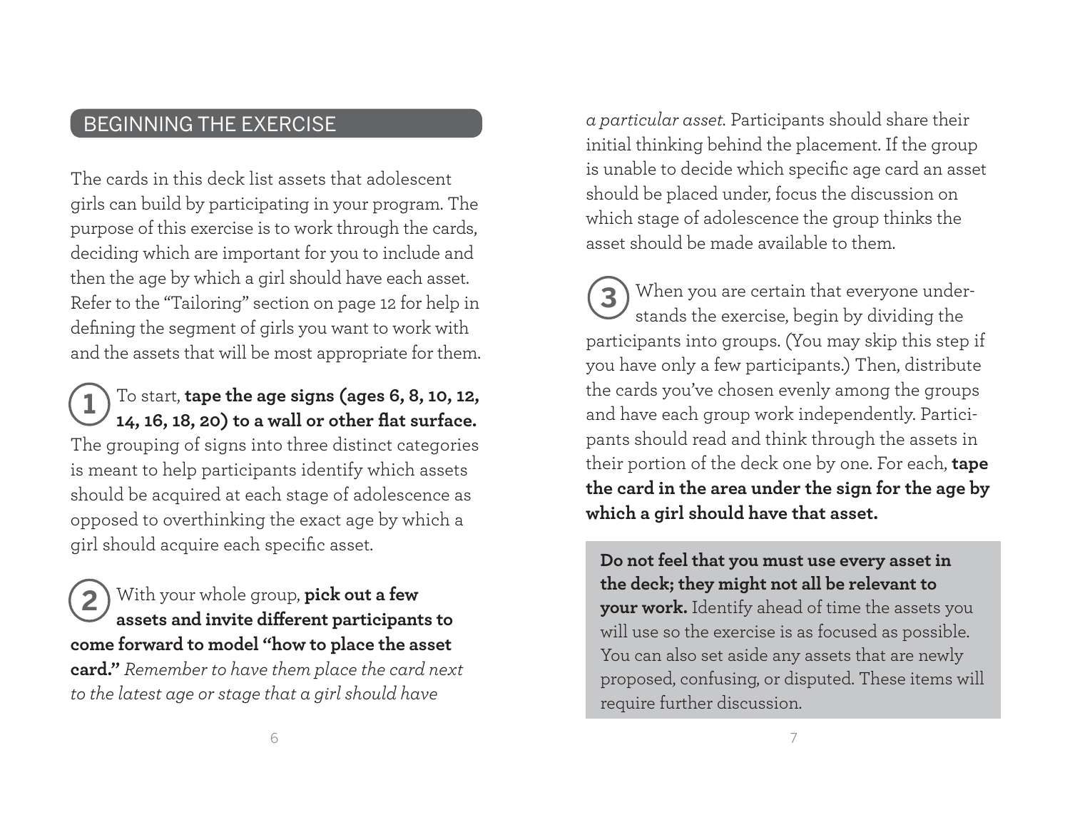## BEGINNING THE EXERCISE

The cards in this deck list assets that adolescent girls can build by participating in your program. The purpose of this exercise is to work through the cards, deciding which are important for you to include and then the age by which a girl should have each asset. Refer to the "Tailoring" section on page 12 for help in defining the segment of girls you want to work with and the assets that will be most appropriate for them.

**1** To start, **tape the age signs (ages 6, 8, 10, 12, 14, 16, 18, 20) to a wall or other flat surface.** The grouping of signs into three distinct categories is meant to help participants identify which assets should be acquired at each stage of adolescence as opposed to overthinking the exact age by which a girl should acquire each specific asset.

**2** With your whole group, **pick out a few assets and invite different participants to come forward to model "how to place the asset card."** *Remember to have them place the card next to the latest age or stage that a girl should have a particular asset.* Participants should share their initial thinking behind the placement. If the group is unable to decide which specific age card an asset should be placed under, focus the discussion on which stage of adolescence the group thinks the asset should be made available to them.

**3** When you are certain that everyone understands the exercise, begin by dividing the participants into groups. (You may skip this step if you have only a few participants.) Then, distribute the cards you've chosen evenly among the groups and have each group work independently. Participants should read and think through the assets in their portion of the deck one by one. For each, **tape the card in the area under the sign for the age by which a girl should have that asset.**

**Do not feel that you must use every asset in the deck; they might not all be relevant to your work.** Identify ahead of time the assets you will use so the exercise is as focused as possible. You can also set aside any assets that are newly proposed, confusing, or disputed. These items will require further discussion.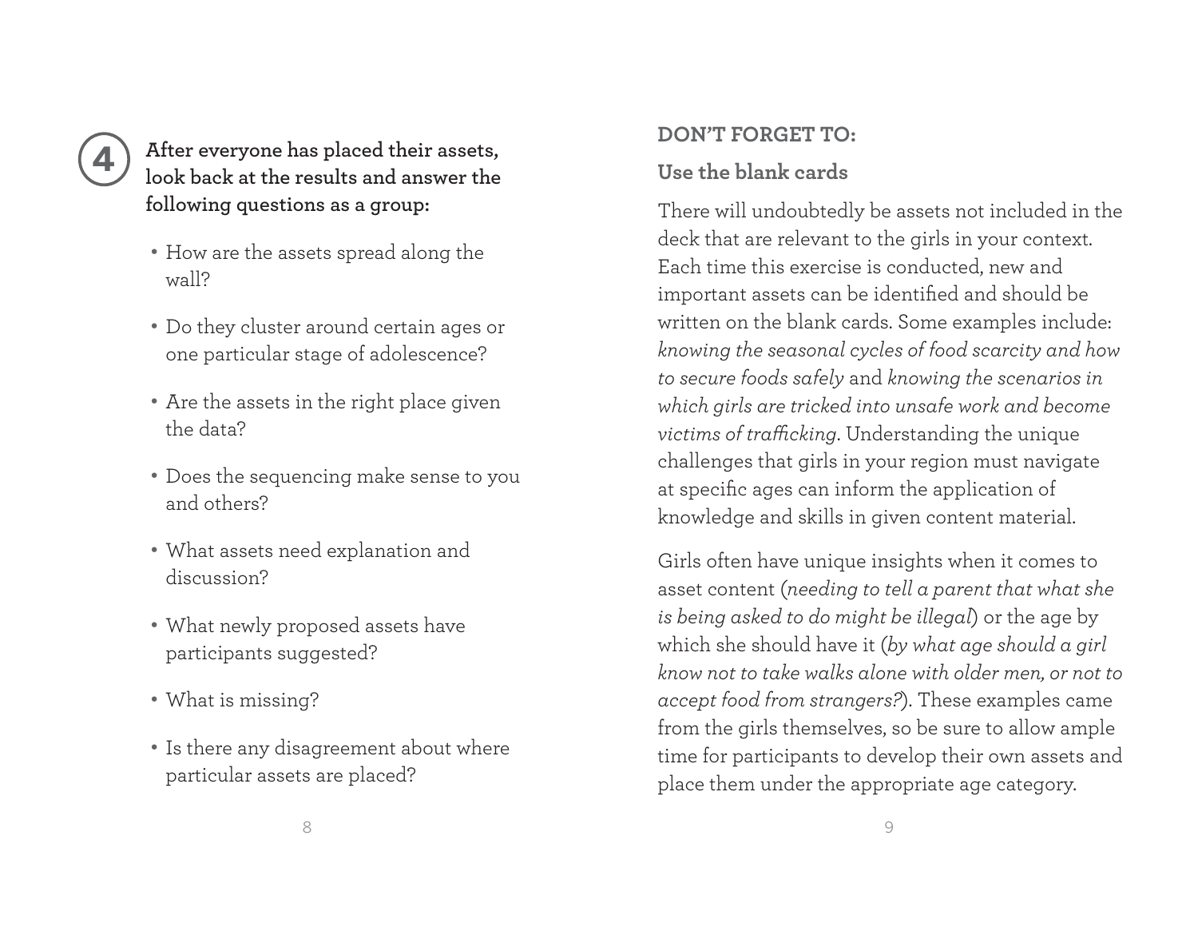**4** **After everyone has placed their assets, look back at the results and answer the following questions as a group:**

- How are the assets spread along the wall?
- Do they cluster around certain ages or one particular stage of adolescence?
- Are the assets in the right place given the data?
- Does the sequencing make sense to you and others?
- What assets need explanation and discussion?
- What newly proposed assets have participants suggested?
- What is missing?
- Is there any disagreement about where particular assets are placed?

## DON'T FORGET TO:

### Use the blank cards

There will undoubtedly be assets not included in the deck that are relevant to the girls in your context. Each time this exercise is conducted, new and important assets can be identified and should be written on the blank cards. Some examples include: *knowing the seasonal cycles of food scarcity and how to secure foods safely* and *knowing the scenarios in which girls are tricked into unsafe work and become victims of trafficking*. Understanding the unique challenges that girls in your region must navigate at specific ages can inform the application of knowledge and skills in given content material.

Girls often have unique insights when it comes to asset content (*needing to tell a parent that what she is being asked to do might be illegal*) or the age by which she should have it (*by what age should a girl know not to take walks alone with older men, or not to accept food from strangers?*). These examples came from the girls themselves, so be sure to allow ample time for participants to develop their own assets and place them under the appropriate age category.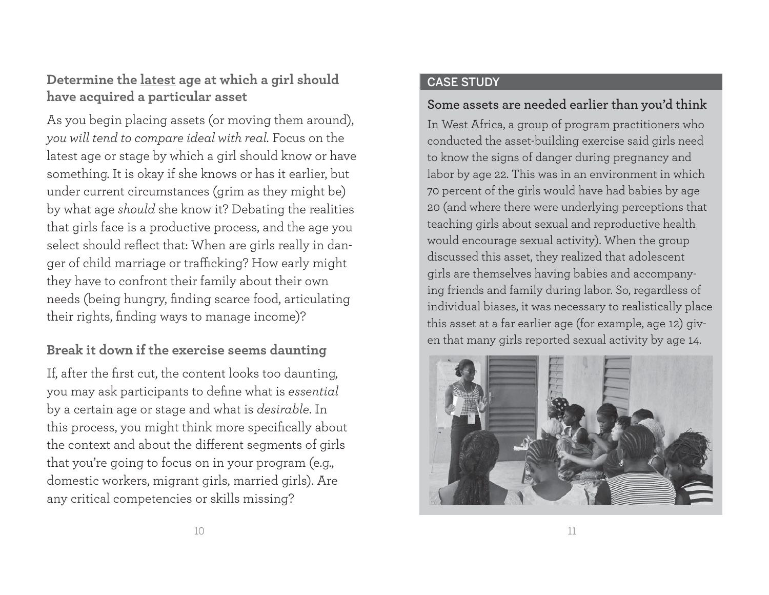### Determine the <u>latest</u> age at which a girl should have acquired a particular asset

As you begin placing assets (or moving them around), *you will tend to compare ideal with real.* Focus on the latest age or stage by which a girl should know or have something. It is okay if she knows or has it earlier, but under current circumstances (grim as they might be) by what age *should* she know it? Debating the realities that girls face is a productive process, and the age you select should reflect that: When are girls really in danger of child marriage or trafficking? How early might they have to confront their family about their own needs (being hungry, finding scarce food, articulating their rights, finding ways to manage income)?

### Break it down if the exercise seems daunting

If, after the first cut, the content looks too daunting, you may ask participants to define what is *essential* by a certain age or stage and what is *desirable*. In this process, you might think more specifically about the context and about the different segments of girls that you're going to focus on in your program (e.g., domestic workers, migrant girls, married girls). Are any critical competencies or skills missing?

**CASE STUDY**

#### Some assets are needed earlier than you'd think

In West Africa, a group of program practitioners who conducted the asset-building exercise said girls need to know the signs of danger during pregnancy and labor by age 22. This was in an environment in which 70 percent of the girls would have had babies by age 20 (and where there were underlying perceptions that teaching girls about sexual and reproductive health would encourage sexual activity). When the group discussed this asset, they realized that adolescent girls are themselves having babies and accompanying friends and family during labor. So, regardless of individual biases, it was necessary to realistically place this asset at a far earlier age (for example, age 12) given that many girls reported sexual activity by age 14.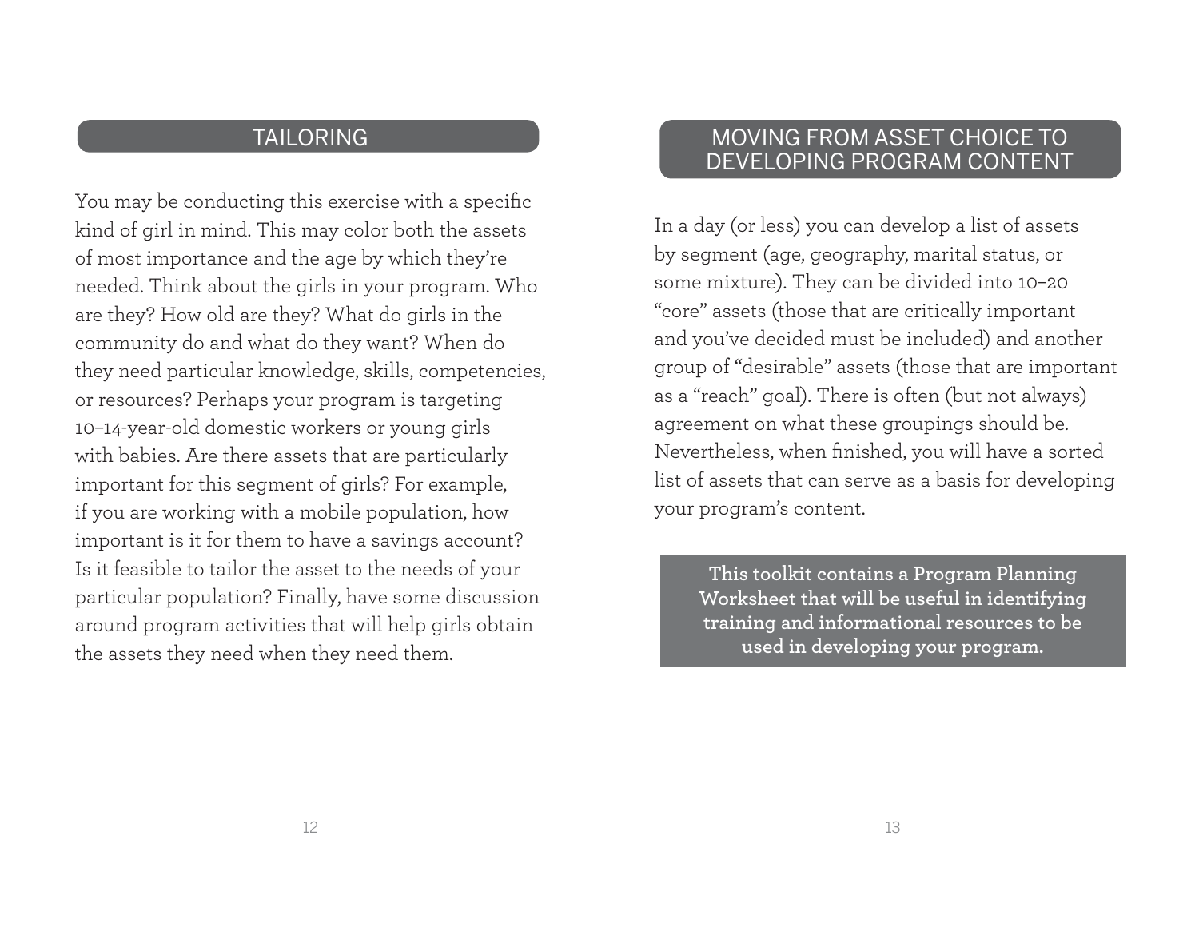## TAILORING

You may be conducting this exercise with a specific kind of girl in mind. This may color both the assets of most importance and the age by which they're needed. Think about the girls in your program. Who are they? How old are they? What do girls in the community do and what do they want? When do they need particular knowledge, skills, competencies, or resources? Perhaps your program is targeting 10–14-year-old domestic workers or young girls with babies. Are there assets that are particularly important for this segment of girls? For example, if you are working with a mobile population, how important is it for them to have a savings account? Is it feasible to tailor the asset to the needs of your particular population? Finally, have some discussion around program activities that will help girls obtain the assets they need when they need them.

## MOVING FROM ASSET CHOICE TO DEVELOPING PROGRAM CONTENT

In a day (or less) you can develop a list of assets by segment (age, geography, marital status, or some mixture). They can be divided into 10–20 "core" assets (those that are critically important and you've decided must be included) and another group of "desirable" assets (those that are important as a "reach" goal). There is often (but not always) agreement on what these groupings should be. Nevertheless, when finished, you will have a sorted list of assets that can serve as a basis for developing your program's content.

**This toolkit contains a Program Planning Worksheet that will be useful in identifying training and informational resources to be used in developing your program.**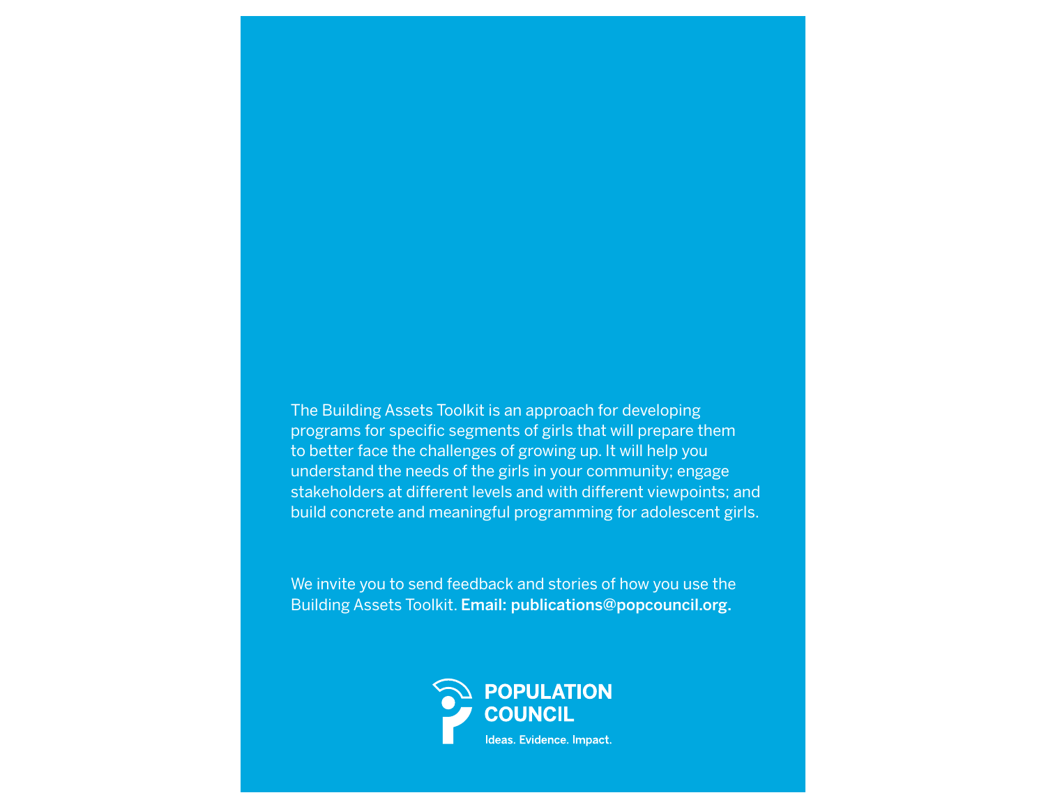The Building Assets Toolkit is an approach for developing programs for specific segments of girls that will prepare them to better face the challenges of growing up. It will help you understand the needs of the girls in your community; engage stakeholders at different levels and with different viewpoints; and build concrete and meaningful programming for adolescent girls.

We invite you to send feedback and stories of how you use the Building Assets Toolkit. **Email: publications@popcouncil.org.**

**POPULATION COUNCIL**

**Ideas. Evidence. Impact.**